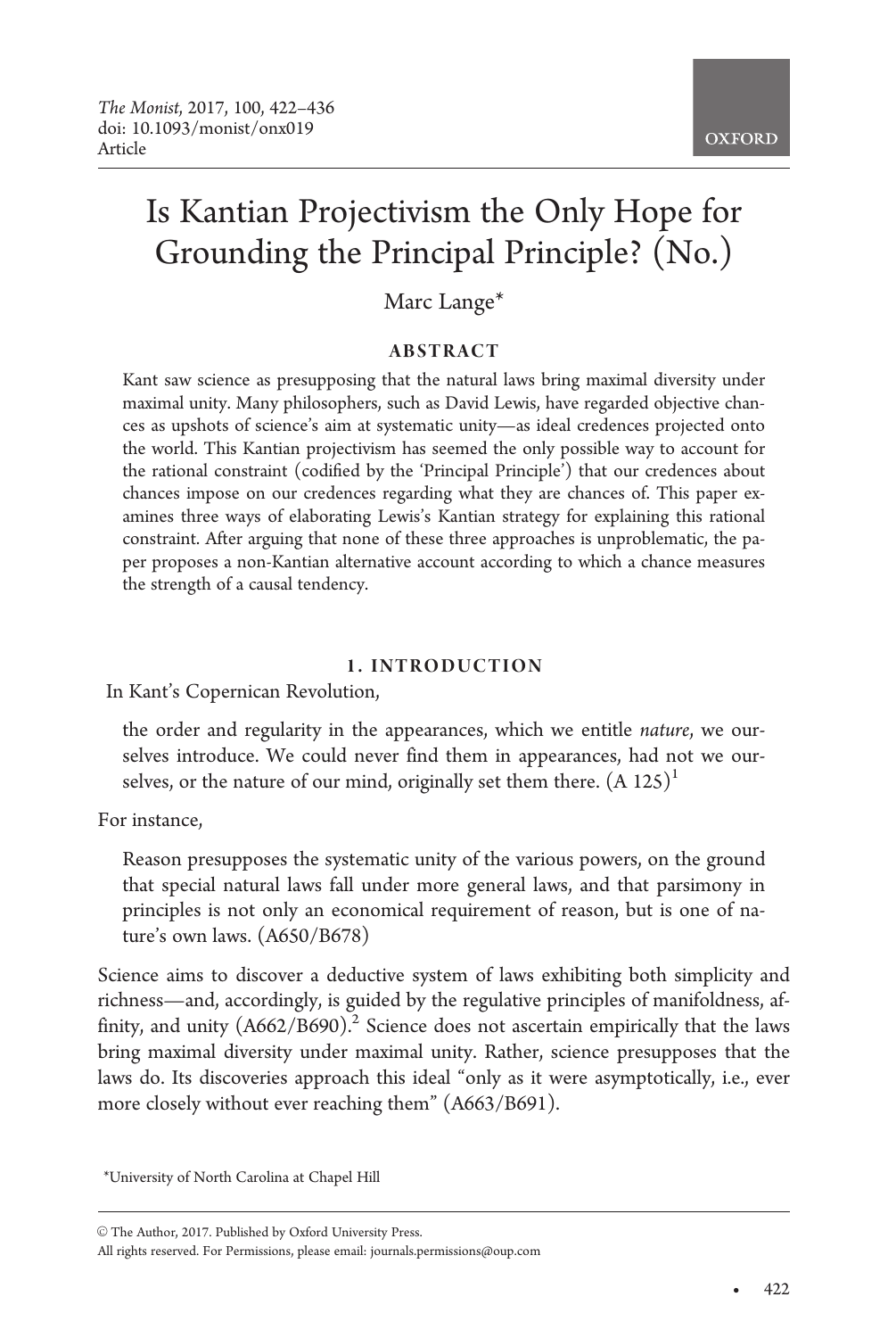# Is Kantian Projectivism the Only Hope for Grounding the Principal Principle? (No.)

Marc Lange*

## ABSTRACT

Kant saw science as presupposing that the natural laws bring maximal diversity under maximal unity. Many philosophers, such as David Lewis, have regarded objective chances as upshots of science's aim at systematic unity—as ideal credences projected onto the world. This Kantian projectivism has seemed the only possible way to account for the rational constraint (codified by the 'Principal Principle') that our credences about chances impose on our credences regarding what they are chances of. This paper examines three ways of elaborating Lewis's Kantian strategy for explaining this rational constraint. After arguing that none of these three approaches is unproblematic, the paper proposes a non-Kantian alternative account according to which a chance measures the strength of a causal tendency.

## 1. INTRODUCTION

In Kant's Copernican Revolution,

> the order and regularity in the appearances, which we entitle *nature*, we ourselves introduce. We could never find them in appearances, had not we ourselves, or the nature of our mind, originally set them there. (A 125)[1]

For instance,

> Reason presupposes the systematic unity of the various powers, on the ground that special natural laws fall under more general laws, and that parsimony in principles is not only an economical requirement of reason, but is one of nature's own laws. (A650/B678)

Science aims to discover a deductive system of laws exhibiting both simplicity and richness—and, accordingly, is guided by the regulative principles of manifoldness, affinity, and unity (A662/B690).[2] Science does not ascertain empirically that the laws bring maximal diversity under maximal unity. Rather, science presupposes that the laws do. Its discoveries approach this ideal "only as it were asymptotically, i.e., ever more closely without ever reaching them" (A663/B691).

*University of North Carolina at Chapel Hill

© The Author, 2017. Published by Oxford University Press.
All rights reserved. For Permissions, please email: journals.permissions@oup.com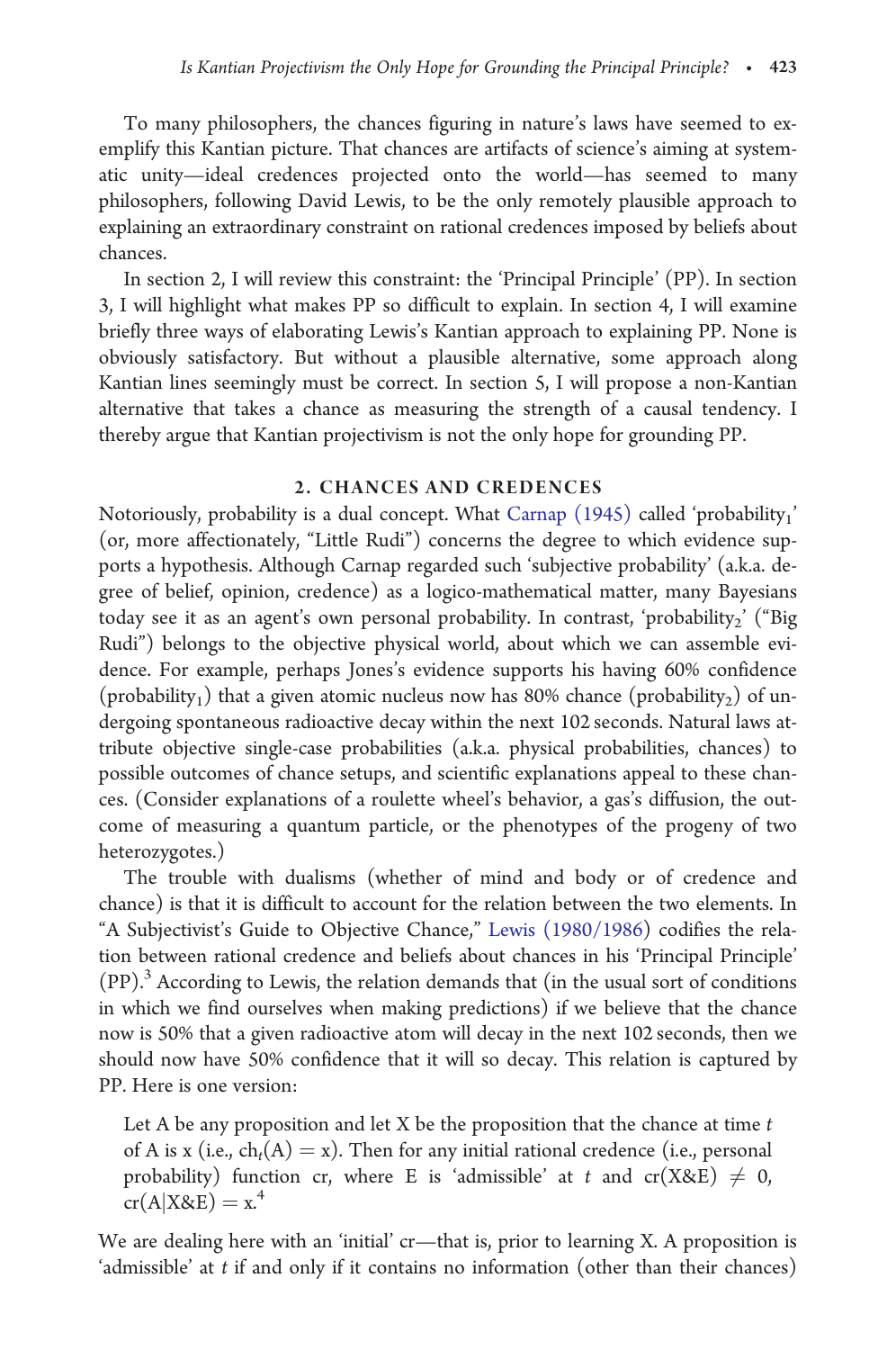To many philosophers, the chances figuring in nature's laws have seemed to exemplify this Kantian picture. That chances are artifacts of science's aiming at systematic unity—ideal credences projected onto the world—has seemed to many philosophers, following David Lewis, to be the only remotely plausible approach to explaining an extraordinary constraint on rational credences imposed by beliefs about chances.

In section 2, I will review this constraint: the 'Principal Principle' (PP). In section 3, I will highlight what makes PP so difficult to explain. In section 4, I will examine briefly three ways of elaborating Lewis's Kantian approach to explaining PP. None is obviously satisfactory. But without a plausible alternative, some approach along Kantian lines seemingly must be correct. In section 5, I will propose a non-Kantian alternative that takes a chance as measuring the strength of a causal tendency. I thereby argue that Kantian projectivism is not the only hope for grounding PP.

## 2. CHANCES AND CREDENCES

Notoriously, probability is a dual concept. What Carnap (1945) called 'probability$_1$' (or, more affectionately, "Little Rudi") concerns the degree to which evidence supports a hypothesis. Although Carnap regarded such 'subjective probability' (a.k.a. degree of belief, opinion, credence) as a logico-mathematical matter, many Bayesians today see it as an agent's own personal probability. In contrast, 'probability$_2$' ("Big Rudi") belongs to the objective physical world, about which we can assemble evidence. For example, perhaps Jones's evidence supports his having 60% confidence (probability$_1$) that a given atomic nucleus now has 80% chance (probability$_2$) of undergoing spontaneous radioactive decay within the next 102 seconds. Natural laws attribute objective single-case probabilities (a.k.a. physical probabilities, chances) to possible outcomes of chance setups, and scientific explanations appeal to these chances. (Consider explanations of a roulette wheel's behavior, a gas's diffusion, the outcome of measuring a quantum particle, or the phenotypes of the progeny of two heterozygotes.)

The trouble with dualisms (whether of mind and body or of credence and chance) is that it is difficult to account for the relation between the two elements. In "A Subjectivist's Guide to Objective Chance," Lewis (1980/1986) codifies the relation between rational credence and beliefs about chances in his 'Principal Principle' (PP).[3] According to Lewis, the relation demands that (in the usual sort of conditions in which we find ourselves when making predictions) if we believe that the chance now is 50% that a given radioactive atom will decay in the next 102 seconds, then we should now have 50% confidence that it will so decay. This relation is captured by PP. Here is one version:

> Let A be any proposition and let X be the proposition that the chance at time $t$ of A is x (i.e., $ch_t(A) = x$). Then for any initial rational credence (i.e., personal probability) function cr, where E is 'admissible' at $t$ and $cr(X\&E) \neq 0$, $cr(A|X\&E) = x$.[4]

We are dealing here with an 'initial' cr—that is, prior to learning X. A proposition is 'admissible' at $t$ if and only if it contains no information (other than their chances)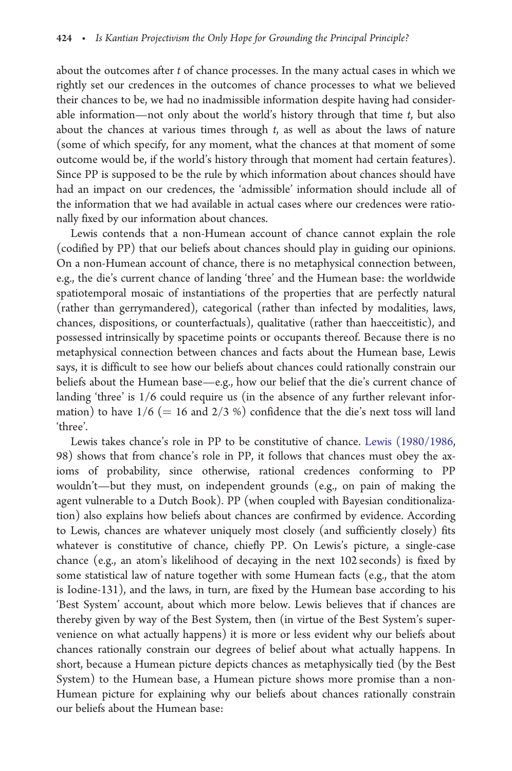about the outcomes after *t* of chance processes. In the many actual cases in which we rightly set our credences in the outcomes of chance processes to what we believed their chances to be, we had no inadmissible information despite having had considerable information—not only about the world's history through that time *t*, but also about the chances at various times through *t*, as well as about the laws of nature (some of which specify, for any moment, what the chances at that moment of some outcome would be, if the world's history through that moment had certain features). Since PP is supposed to be the rule by which information about chances should have had an impact on our credences, the 'admissible' information should include all of the information that we had available in actual cases where our credences were rationally fixed by our information about chances.

Lewis contends that a non-Humean account of chance cannot explain the role (codified by PP) that our beliefs about chances should play in guiding our opinions. On a non-Humean account of chance, there is no metaphysical connection between, e.g., the die's current chance of landing 'three' and the Humean base: the worldwide spatiotemporal mosaic of instantiations of the properties that are perfectly natural (rather than gerrymandered), categorical (rather than infected by modalities, laws, chances, dispositions, or counterfactuals), qualitative (rather than haecceitistic), and possessed intrinsically by spacetime points or occupants thereof. Because there is no metaphysical connection between chances and facts about the Humean base, Lewis says, it is difficult to see how our beliefs about chances could rationally constrain our beliefs about the Humean base—e.g., how our belief that the die's current chance of landing 'three' is $1/6$ could require us (in the absence of any further relevant information) to have $1/6$ ($= 16$ and $2/3$ %) confidence that the die's next toss will land 'three'.

Lewis takes chance's role in PP to be constitutive of chance. Lewis (1980/1986, 98) shows that from chance's role in PP, it follows that chances must obey the axioms of probability, since otherwise, rational credences conforming to PP wouldn't—but they must, on independent grounds (e.g., on pain of making the agent vulnerable to a Dutch Book). PP (when coupled with Bayesian conditionalization) also explains how beliefs about chances are confirmed by evidence. According to Lewis, chances are whatever uniquely most closely (and sufficiently closely) fits whatever is constitutive of chance, chiefly PP. On Lewis's picture, a single-case chance (e.g., an atom's likelihood of decaying in the next 102 seconds) is fixed by some statistical law of nature together with some Humean facts (e.g., that the atom is Iodine-131), and the laws, in turn, are fixed by the Humean base according to his 'Best System' account, about which more below. Lewis believes that if chances are thereby given by way of the Best System, then (in virtue of the Best System's supervenience on what actually happens) it is more or less evident why our beliefs about chances rationally constrain our degrees of belief about what actually happens. In short, because a Humean picture depicts chances as metaphysically tied (by the Best System) to the Humean base, a Humean picture shows more promise than a non-Humean picture for explaining why our beliefs about chances rationally constrain our beliefs about the Humean base: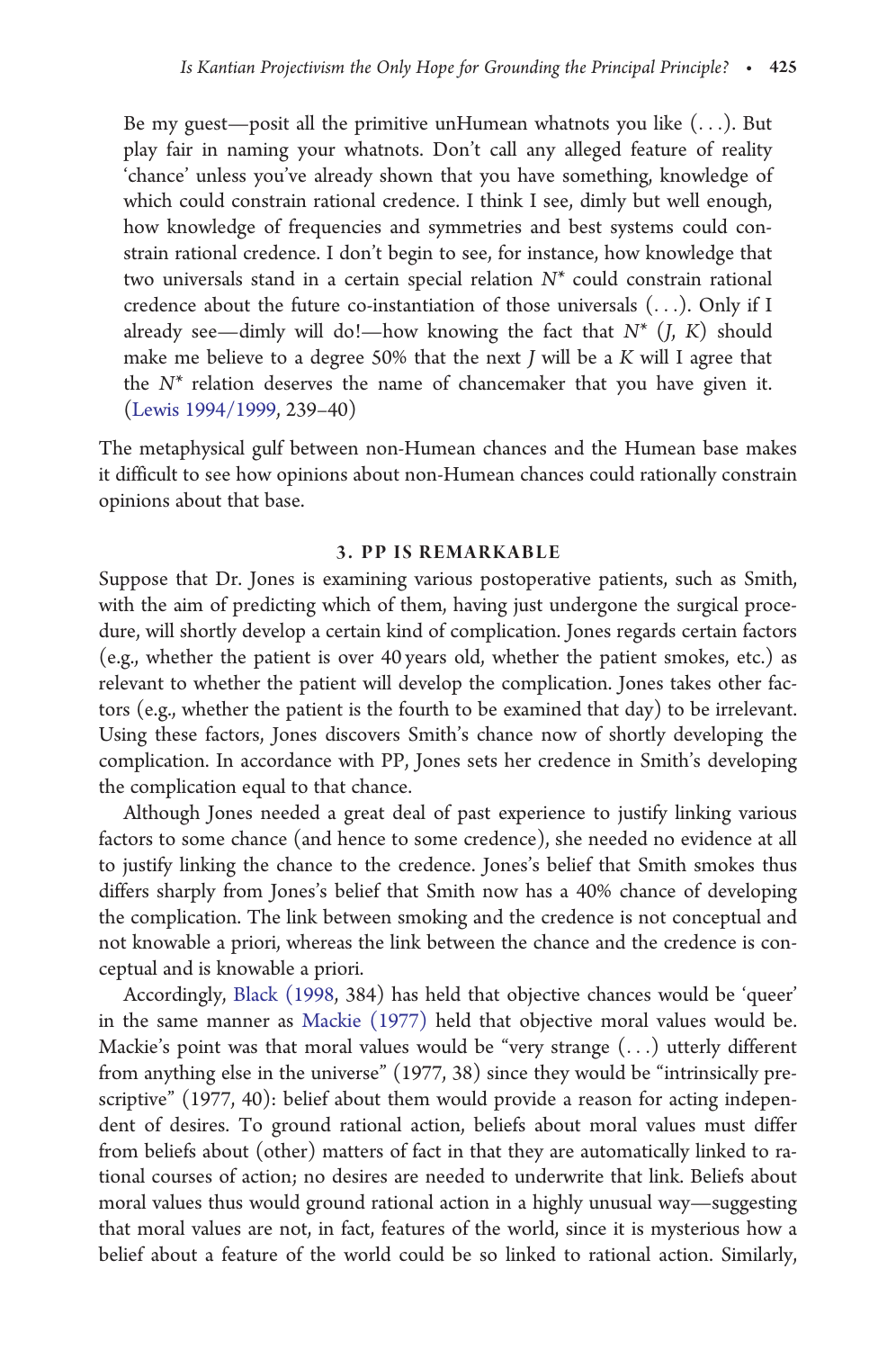> Be my guest—posit all the primitive unHumean whatnots you like (. . .). But play fair in naming your whatnots. Don't call any alleged feature of reality 'chance' unless you've already shown that you have something, knowledge of which could constrain rational credence. I think I see, dimly but well enough, how knowledge of frequencies and symmetries and best systems could constrain rational credence. I don't begin to see, for instance, how knowledge that two universals stand in a certain special relation $N^*$ could constrain rational credence about the future co-instantiation of those universals (. . .). Only if I already see—dimly will do!—how knowing the fact that $N^*$ ($J$, $K$) should make me believe to a degree 50% that the next $J$ will be a $K$ will I agree that the $N^*$ relation deserves the name of chancemaker that you have given it. (Lewis 1994/1999, 239–40)

The metaphysical gulf between non-Humean chances and the Humean base makes it difficult to see how opinions about non-Humean chances could rationally constrain opinions about that base.

## 3. PP IS REMARKABLE

Suppose that Dr. Jones is examining various postoperative patients, such as Smith, with the aim of predicting which of them, having just undergone the surgical procedure, will shortly develop a certain kind of complication. Jones regards certain factors (e.g., whether the patient is over 40 years old, whether the patient smokes, etc.) as relevant to whether the patient will develop the complication. Jones takes other factors (e.g., whether the patient is the fourth to be examined that day) to be irrelevant. Using these factors, Jones discovers Smith's chance now of shortly developing the complication. In accordance with PP, Jones sets her credence in Smith's developing the complication equal to that chance.

Although Jones needed a great deal of past experience to justify linking various factors to some chance (and hence to some credence), she needed no evidence at all to justify linking the chance to the credence. Jones's belief that Smith smokes thus differs sharply from Jones's belief that Smith now has a 40% chance of developing the complication. The link between smoking and the credence is not conceptual and not knowable a priori, whereas the link between the chance and the credence is conceptual and is knowable a priori.

Accordingly, Black (1998, 384) has held that objective chances would be 'queer' in the same manner as Mackie (1977) held that objective moral values would be. Mackie's point was that moral values would be "very strange (. . .) utterly different from anything else in the universe" (1977, 38) since they would be "intrinsically prescriptive" (1977, 40): belief about them would provide a reason for acting independent of desires. To ground rational action, beliefs about moral values must differ from beliefs about (other) matters of fact in that they are automatically linked to rational courses of action; no desires are needed to underwrite that link. Beliefs about moral values thus would ground rational action in a highly unusual way—suggesting that moral values are not, in fact, features of the world, since it is mysterious how a belief about a feature of the world could be so linked to rational action. Similarly,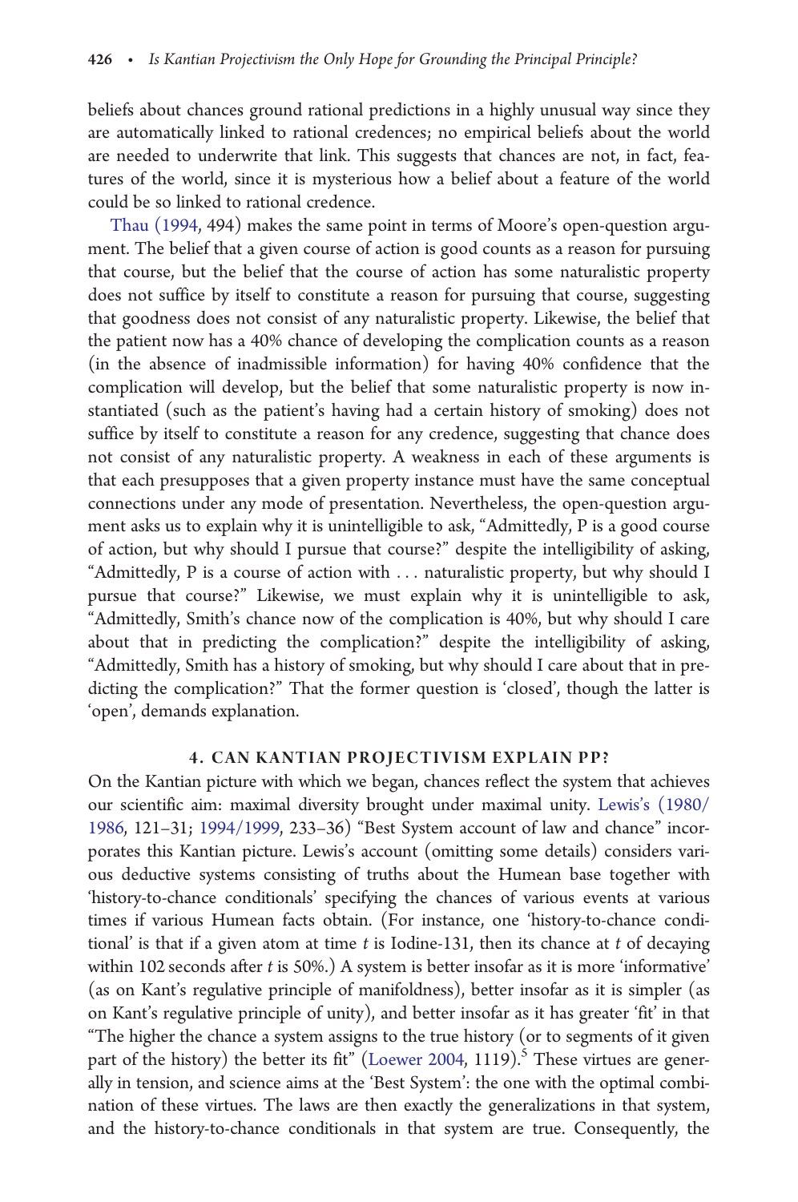beliefs about chances ground rational predictions in a highly unusual way since they are automatically linked to rational credences; no empirical beliefs about the world are needed to underwrite that link. This suggests that chances are not, in fact, features of the world, since it is mysterious how a belief about a feature of the world could be so linked to rational credence.

Thau (1994, 494) makes the same point in terms of Moore's open-question argument. The belief that a given course of action is good counts as a reason for pursuing that course, but the belief that the course of action has some naturalistic property does not suffice by itself to constitute a reason for pursuing that course, suggesting that goodness does not consist of any naturalistic property. Likewise, the belief that the patient now has a 40% chance of developing the complication counts as a reason (in the absence of inadmissible information) for having 40% confidence that the complication will develop, but the belief that some naturalistic property is now instantiated (such as the patient's having had a certain history of smoking) does not suffice by itself to constitute a reason for any credence, suggesting that chance does not consist of any naturalistic property. A weakness in each of these arguments is that each presupposes that a given property instance must have the same conceptual connections under any mode of presentation. Nevertheless, the open-question argument asks us to explain why it is unintelligible to ask, "Admittedly, P is a good course of action, but why should I pursue that course?" despite the intelligibility of asking, "Admittedly, P is a course of action with . . . naturalistic property, but why should I pursue that course?" Likewise, we must explain why it is unintelligible to ask, "Admittedly, Smith's chance now of the complication is 40%, but why should I care about that in predicting the complication?" despite the intelligibility of asking, "Admittedly, Smith has a history of smoking, but why should I care about that in predicting the complication?" That the former question is 'closed', though the latter is 'open', demands explanation.

## 4. CAN KANTIAN PROJECTIVISM EXPLAIN PP?

On the Kantian picture with which we began, chances reflect the system that achieves our scientific aim: maximal diversity brought under maximal unity. Lewis's (1980/1986, 121–31; 1994/1999, 233–36) "Best System account of law and chance" incorporates this Kantian picture. Lewis's account (omitting some details) considers various deductive systems consisting of truths about the Humean base together with 'history-to-chance conditionals' specifying the chances of various events at various times if various Humean facts obtain. (For instance, one 'history-to-chance conditional' is that if a given atom at time $t$ is Iodine-131, then its chance at $t$ of decaying within 102 seconds after $t$ is 50%.) A system is better insofar as it is more 'informative' (as on Kant's regulative principle of manifoldness), better insofar as it is simpler (as on Kant's regulative principle of unity), and better insofar as it has greater 'fit' in that "The higher the chance a system assigns to the true history (or to segments of it given part of the history) the better its fit" (Loewer 2004, 1119).[5] These virtues are generally in tension, and science aims at the 'Best System': the one with the optimal combination of these virtues. The laws are then exactly the generalizations in that system, and the history-to-chance conditionals in that system are true. Consequently, the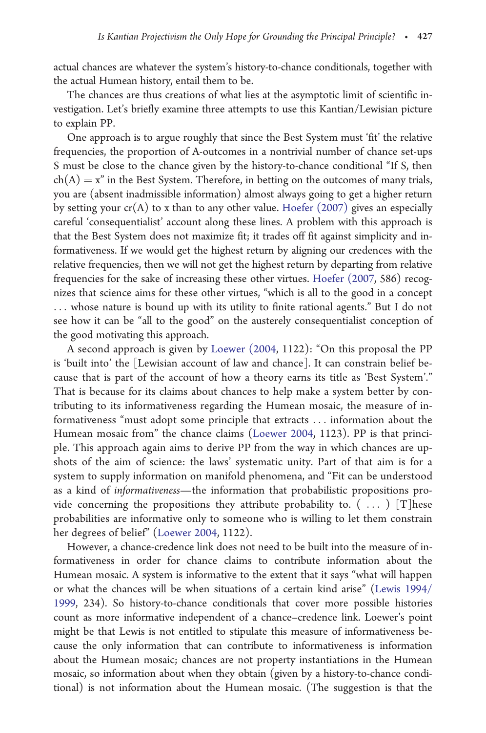actual chances are whatever the system's history-to-chance conditionals, together with the actual Humean history, entail them to be.

The chances are thus creations of what lies at the asymptotic limit of scientific investigation. Let's briefly examine three attempts to use this Kantian/Lewisian picture to explain PP.

One approach is to argue roughly that since the Best System must 'fit' the relative frequencies, the proportion of A-outcomes in a nontrivial number of chance set-ups S must be close to the chance given by the history-to-chance conditional "If S, then $ch(A) = x$" in the Best System. Therefore, in betting on the outcomes of many trials, you are (absent inadmissible information) almost always going to get a higher return by setting your $cr(A)$ to x than to any other value. Hoefer (2007) gives an especially careful 'consequentialist' account along these lines. A problem with this approach is that the Best System does not maximize fit; it trades off fit against simplicity and informativeness. If we would get the highest return by aligning our credences with the relative frequencies, then we will not get the highest return by departing from relative frequencies for the sake of increasing these other virtues. Hoefer (2007, 586) recognizes that science aims for these other virtues, "which is all to the good in a concept . . . whose nature is bound up with its utility to finite rational agents." But I do not see how it can be "all to the good" on the austerely consequentialist conception of the good motivating this approach.

A second approach is given by Loewer (2004, 1122): "On this proposal the PP is 'built into' the [Lewisian account of law and chance]. It can constrain belief because that is part of the account of how a theory earns its title as 'Best System'." That is because for its claims about chances to help make a system better by contributing to its informativeness regarding the Humean mosaic, the measure of informativeness "must adopt some principle that extracts . . . information about the Humean mosaic from" the chance claims (Loewer 2004, 1123). PP is that principle. This approach again aims to derive PP from the way in which chances are upshots of the aim of science: the laws' systematic unity. Part of that aim is for a system to supply information on manifold phenomena, and "Fit can be understood as a kind of *informativeness*—the information that probabilistic propositions provide concerning the propositions they attribute probability to. ( . . . ) [T]hese probabilities are informative only to someone who is willing to let them constrain her degrees of belief" (Loewer 2004, 1122).

However, a chance-credence link does not need to be built into the measure of informativeness in order for chance claims to contribute information about the Humean mosaic. A system is informative to the extent that it says "what will happen or what the chances will be when situations of a certain kind arise" (Lewis 1994/1999, 234). So history-to-chance conditionals that cover more possible histories count as more informative independent of a chance–credence link. Loewer's point might be that Lewis is not entitled to stipulate this measure of informativeness because the only information that can contribute to informativeness is information about the Humean mosaic; chances are not property instantiations in the Humean mosaic, so information about when they obtain (given by a history-to-chance conditional) is not information about the Humean mosaic. (The suggestion is that the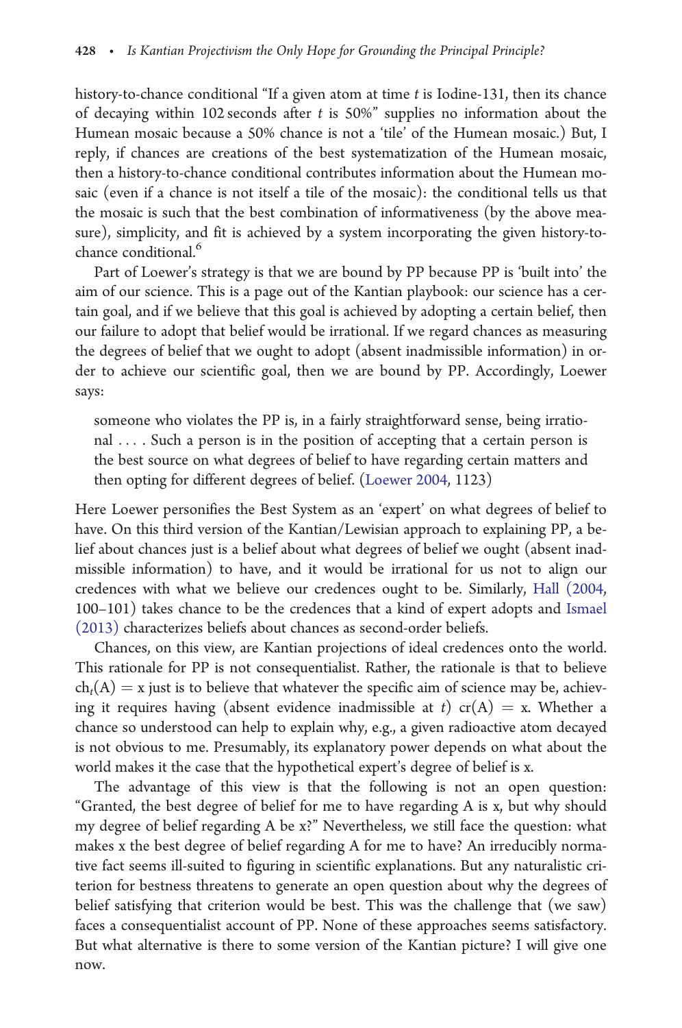history-to-chance conditional "If a given atom at time $t$ is Iodine-131, then its chance of decaying within 102 seconds after $t$ is 50%" supplies no information about the Humean mosaic because a 50% chance is not a 'tile' of the Humean mosaic.) But, I reply, if chances are creations of the best systematization of the Humean mosaic, then a history-to-chance conditional contributes information about the Humean mosaic (even if a chance is not itself a tile of the mosaic): the conditional tells us that the mosaic is such that the best combination of informativeness (by the above measure), simplicity, and fit is achieved by a system incorporating the given history-to-chance conditional.[6]

Part of Loewer's strategy is that we are bound by PP because PP is 'built into' the aim of our science. This is a page out of the Kantian playbook: our science has a certain goal, and if we believe that this goal is achieved by adopting a certain belief, then our failure to adopt that belief would be irrational. If we regard chances as measuring the degrees of belief that we ought to adopt (absent inadmissible information) in order to achieve our scientific goal, then we are bound by PP. Accordingly, Loewer says:

> someone who violates the PP is, in a fairly straightforward sense, being irrational . . . . Such a person is in the position of accepting that a certain person is the best source on what degrees of belief to have regarding certain matters and then opting for different degrees of belief. (Loewer 2004, 1123)

Here Loewer personifies the Best System as an 'expert' on what degrees of belief to have. On this third version of the Kantian/Lewisian approach to explaining PP, a belief about chances just is a belief about what degrees of belief we ought (absent inadmissible information) to have, and it would be irrational for us not to align our credences with what we believe our credences ought to be. Similarly, Hall (2004, 100–101) takes chance to be the credences that a kind of expert adopts and Ismael (2013) characterizes beliefs about chances as second-order beliefs.

Chances, on this view, are Kantian projections of ideal credences onto the world. This rationale for PP is not consequentialist. Rather, the rationale is that to believe $ch_t(A) = x$ just is to believe that whatever the specific aim of science may be, achieving it requires having (absent evidence inadmissible at $t$) $cr(A) = x$. Whether a chance so understood can help to explain why, e.g., a given radioactive atom decayed is not obvious to me. Presumably, its explanatory power depends on what about the world makes it the case that the hypothetical expert's degree of belief is x.

The advantage of this view is that the following is not an open question: "Granted, the best degree of belief for me to have regarding A is x, but why should my degree of belief regarding A be x?" Nevertheless, we still face the question: what makes x the best degree of belief regarding A for me to have? An irreducibly normative fact seems ill-suited to figuring in scientific explanations. But any naturalistic criterion for bestness threatens to generate an open question about why the degrees of belief satisfying that criterion would be best. This was the challenge that (we saw) faces a consequentialist account of PP. None of these approaches seems satisfactory. But what alternative is there to some version of the Kantian picture? I will give one now.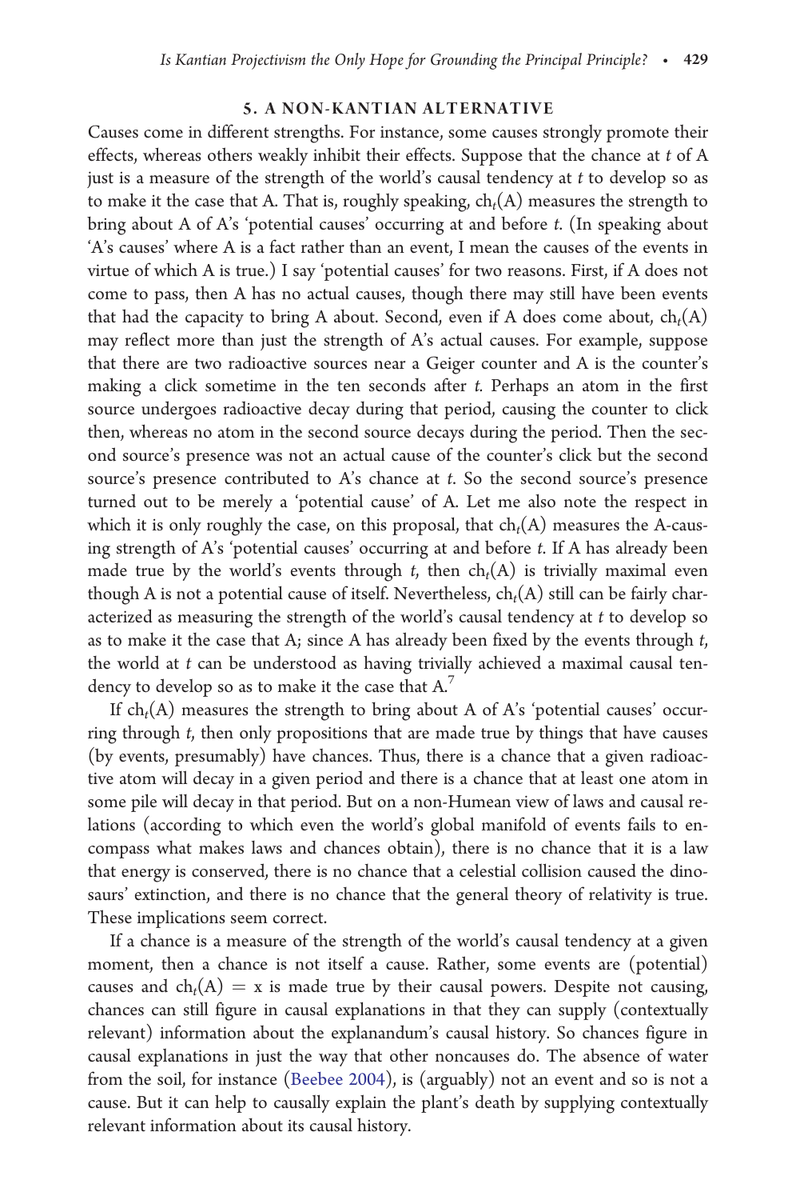## 5. A NON-KANTIAN ALTERNATIVE

Causes come in different strengths. For instance, some causes strongly promote their effects, whereas others weakly inhibit their effects. Suppose that the chance at *t* of A just is a measure of the strength of the world's causal tendency at *t* to develop so as to make it the case that A. That is, roughly speaking, $ch_t(A)$ measures the strength to bring about A of A's 'potential causes' occurring at and before *t*. (In speaking about 'A's causes' where A is a fact rather than an event, I mean the causes of the events in virtue of which A is true.) I say 'potential causes' for two reasons. First, if A does not come to pass, then A has no actual causes, though there may still have been events that had the capacity to bring A about. Second, even if A does come about, $ch_t(A)$ may reflect more than just the strength of A's actual causes. For example, suppose that there are two radioactive sources near a Geiger counter and A is the counter's making a click sometime in the ten seconds after *t*. Perhaps an atom in the first source undergoes radioactive decay during that period, causing the counter to click then, whereas no atom in the second source decays during the period. Then the second source's presence was not an actual cause of the counter's click but the second source's presence contributed to A's chance at *t*. So the second source's presence turned out to be merely a 'potential cause' of A. Let me also note the respect in which it is only roughly the case, on this proposal, that $ch_t(A)$ measures the A-causing strength of A's 'potential causes' occurring at and before *t*. If A has already been made true by the world's events through *t*, then $ch_t(A)$ is trivially maximal even though A is not a potential cause of itself. Nevertheless, $ch_t(A)$ still can be fairly characterized as measuring the strength of the world's causal tendency at *t* to develop so as to make it the case that A; since A has already been fixed by the events through *t*, the world at *t* can be understood as having trivially achieved a maximal causal tendency to develop so as to make it the case that A.[7]

If $ch_t(A)$ measures the strength to bring about A of A's 'potential causes' occurring through *t*, then only propositions that are made true by things that have causes (by events, presumably) have chances. Thus, there is a chance that a given radioactive atom will decay in a given period and there is a chance that at least one atom in some pile will decay in that period. But on a non-Humean view of laws and causal relations (according to which even the world's global manifold of events fails to encompass what makes laws and chances obtain), there is no chance that it is a law that energy is conserved, there is no chance that a celestial collision caused the dinosaurs' extinction, and there is no chance that the general theory of relativity is true. These implications seem correct.

If a chance is a measure of the strength of the world's causal tendency at a given moment, then a chance is not itself a cause. Rather, some events are (potential) causes and $ch_t(A) = x$ is made true by their causal powers. Despite not causing, chances can still figure in causal explanations in that they can supply (contextually relevant) information about the explanandum's causal history. So chances figure in causal explanations in just the way that other noncauses do. The absence of water from the soil, for instance (Beebee 2004), is (arguably) not an event and so is not a cause. But it can help to causally explain the plant's death by supplying contextually relevant information about its causal history.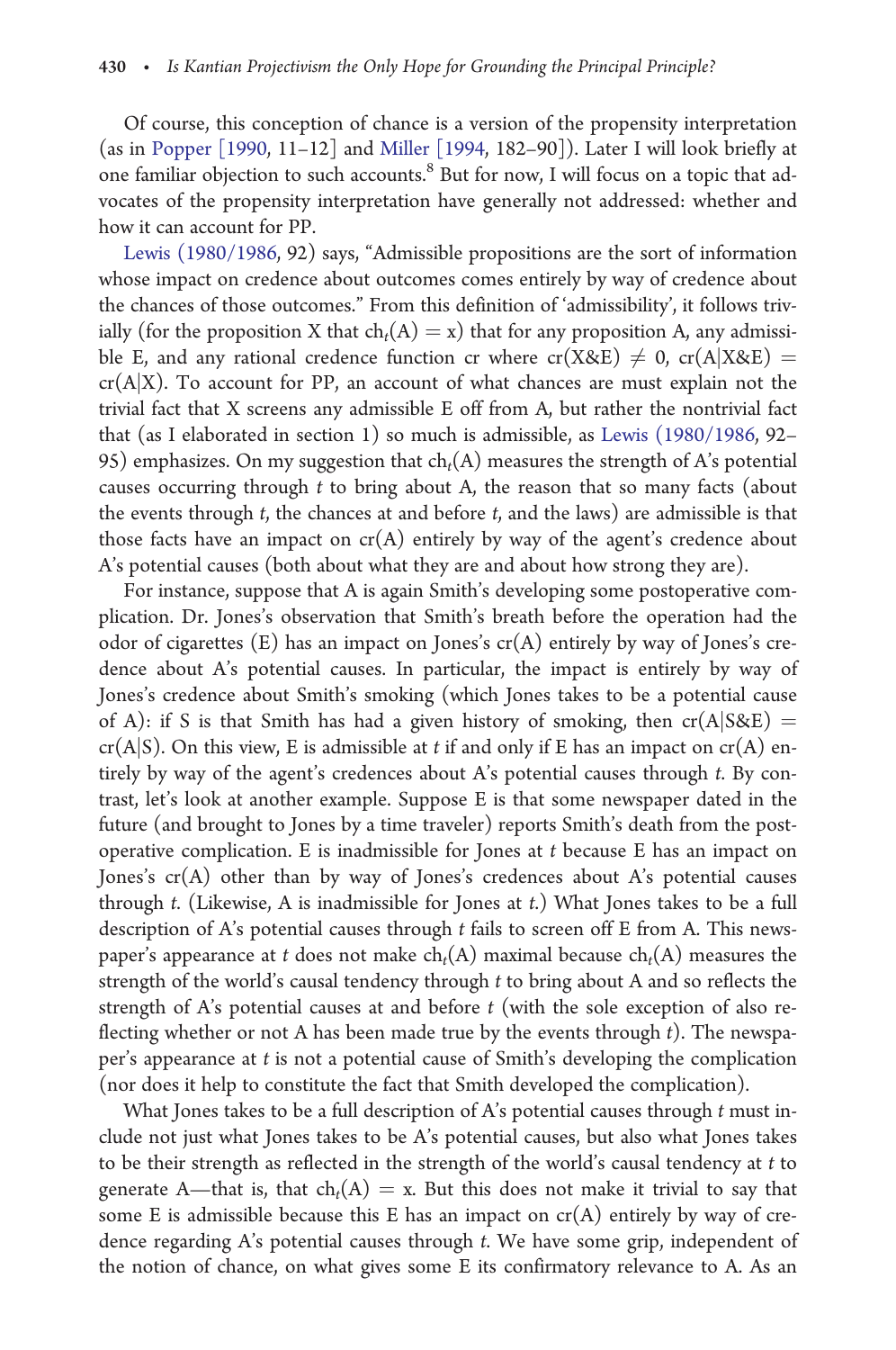Of course, this conception of chance is a version of the propensity interpretation (as in Popper [1990, 11–12] and Miller [1994, 182–90]). Later I will look briefly at one familiar objection to such accounts.[8] But for now, I will focus on a topic that advocates of the propensity interpretation have generally not addressed: whether and how it can account for PP.

Lewis (1980/1986, 92) says, "Admissible propositions are the sort of information whose impact on credence about outcomes comes entirely by way of credence about the chances of those outcomes." From this definition of 'admissibility', it follows trivially (for the proposition X that $ch_t(A) = x$) that for any proposition A, any admissible E, and any rational credence function cr where $cr(X\&E) \neq 0$, $cr(A|X\&E) = cr(A|X)$. To account for PP, an account of what chances are must explain not the trivial fact that X screens any admissible E off from A, but rather the nontrivial fact that (as I elaborated in section 1) so much is admissible, as Lewis (1980/1986, 92–95) emphasizes. On my suggestion that $ch_t(A)$ measures the strength of A's potential causes occurring through $t$ to bring about A, the reason that so many facts (about the events through $t$, the chances at and before $t$, and the laws) are admissible is that those facts have an impact on cr(A) entirely by way of the agent's credence about A's potential causes (both about what they are and about how strong they are).

For instance, suppose that A is again Smith's developing some postoperative complication. Dr. Jones's observation that Smith's breath before the operation had the odor of cigarettes (E) has an impact on Jones's cr(A) entirely by way of Jones's credence about A's potential causes. In particular, the impact is entirely by way of Jones's credence about Smith's smoking (which Jones takes to be a potential cause of A): if S is that Smith has had a given history of smoking, then $cr(A|S\&E) = cr(A|S)$. On this view, E is admissible at $t$ if and only if E has an impact on cr(A) entirely by way of the agent's credences about A's potential causes through $t$. By contrast, let's look at another example. Suppose E is that some newspaper dated in the future (and brought to Jones by a time traveler) reports Smith's death from the postoperative complication. E is inadmissible for Jones at $t$ because E has an impact on Jones's cr(A) other than by way of Jones's credences about A's potential causes through $t$. (Likewise, A is inadmissible for Jones at $t$.) What Jones takes to be a full description of A's potential causes through $t$ fails to screen off E from A. This newspaper's appearance at $t$ does not make $ch_t(A)$ maximal because $ch_t(A)$ measures the strength of the world's causal tendency through $t$ to bring about A and so reflects the strength of A's potential causes at and before $t$ (with the sole exception of also reflecting whether or not A has been made true by the events through $t$). The newspaper's appearance at $t$ is not a potential cause of Smith's developing the complication (nor does it help to constitute the fact that Smith developed the complication).

What Jones takes to be a full description of A's potential causes through $t$ must include not just what Jones takes to be A's potential causes, but also what Jones takes to be their strength as reflected in the strength of the world's causal tendency at $t$ to generate A—that is, that $ch_t(A) = x$. But this does not make it trivial to say that some E is admissible because this E has an impact on cr(A) entirely by way of credence regarding A's potential causes through $t$. We have some grip, independent of the notion of chance, on what gives some E its confirmatory relevance to A. As an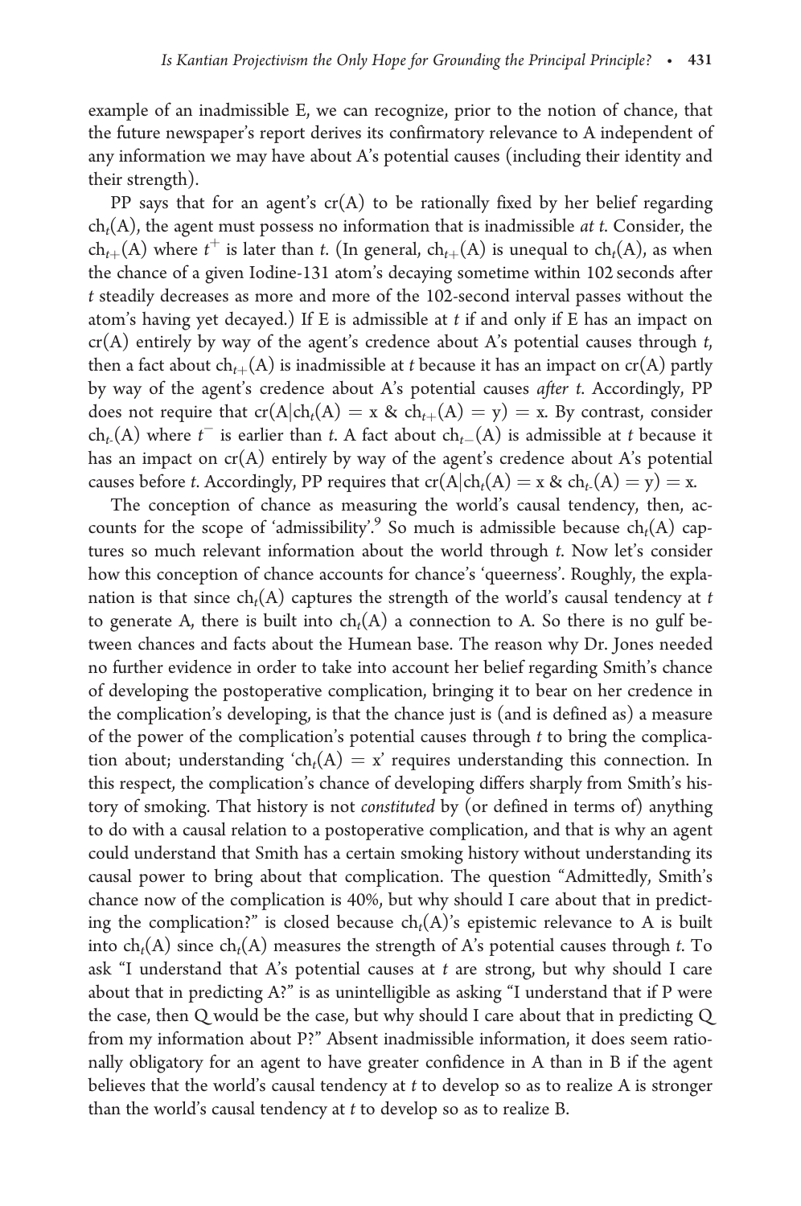example of an inadmissible E, we can recognize, prior to the notion of chance, that the future newspaper's report derives its confirmatory relevance to A independent of any information we may have about A's potential causes (including their identity and their strength).

PP says that for an agent's cr(A) to be rationally fixed by her belief regarding $ch_t(A)$, the agent must possess no information that is inadmissible *at t*. Consider, the $ch_{t+}(A)$ where $t^+$ is later than t. (In general, $ch_{t+}(A)$ is unequal to $ch_t(A)$, as when the chance of a given Iodine-131 atom's decaying sometime within 102 seconds after t steadily decreases as more and more of the 102-second interval passes without the atom's having yet decayed.) If E is admissible at t if and only if E has an impact on cr(A) entirely by way of the agent's credence about A's potential causes through t, then a fact about $ch_{t+}(A)$ is inadmissible at t because it has an impact on cr(A) partly by way of the agent's credence about A's potential causes *after* t. Accordingly, PP does not require that $cr(A|ch_t(A) = x \ \& \ ch_{t+}(A) = y) = x$. By contrast, consider $ch_{t-}(A)$ where $t^-$ is earlier than t. A fact about $ch_{t-}(A)$ is admissible at t because it has an impact on cr(A) entirely by way of the agent's credence about A's potential causes before t. Accordingly, PP requires that $cr(A|ch_t(A) = x \ \& \ ch_{t-}(A) = y) = x$.

The conception of chance as measuring the world's causal tendency, then, accounts for the scope of 'admissibility'.[9] So much is admissible because $ch_t(A)$ captures so much relevant information about the world through t. Now let's consider how this conception of chance accounts for chance's 'queerness'. Roughly, the explanation is that since $ch_t(A)$ captures the strength of the world's causal tendency at t to generate A, there is built into $ch_t(A)$ a connection to A. So there is no gulf between chances and facts about the Humean base. The reason why Dr. Jones needed no further evidence in order to take into account her belief regarding Smith's chance of developing the postoperative complication, bringing it to bear on her credence in the complication's developing, is that the chance just is (and is defined as) a measure of the power of the complication's potential causes through t to bring the complication about; understanding '$ch_t(A) = x$' requires understanding this connection. In this respect, the complication's chance of developing differs sharply from Smith's history of smoking. That history is not *constituted* by (or defined in terms of) anything to do with a causal relation to a postoperative complication, and that is why an agent could understand that Smith has a certain smoking history without understanding its causal power to bring about that complication. The question "Admittedly, Smith's chance now of the complication is 40%, but why should I care about that in predicting the complication?" is closed because $ch_t(A)$'s epistemic relevance to A is built into $ch_t(A)$ since $ch_t(A)$ measures the strength of A's potential causes through t. To ask "I understand that A's potential causes at t are strong, but why should I care about that in predicting A?" is as unintelligible as asking "I understand that if P were the case, then Q would be the case, but why should I care about that in predicting Q from my information about P?" Absent inadmissible information, it does seem rationally obligatory for an agent to have greater confidence in A than in B if the agent believes that the world's causal tendency at t to develop so as to realize A is stronger than the world's causal tendency at t to develop so as to realize B.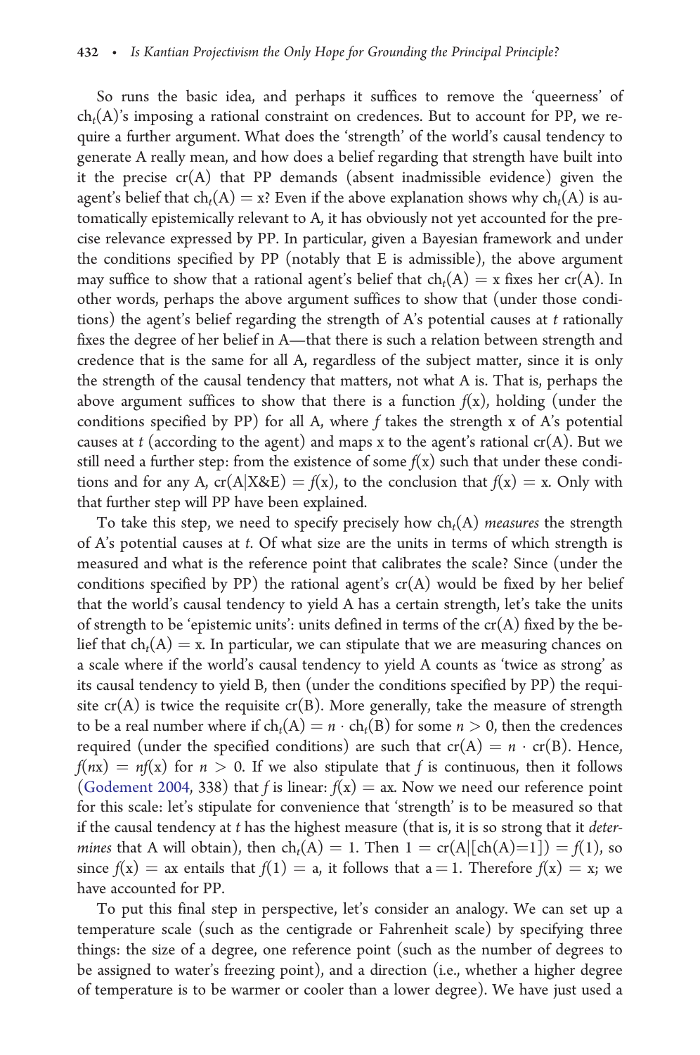So runs the basic idea, and perhaps it suffices to remove the 'queerness' of $ch_t(A)$'s imposing a rational constraint on credences. But to account for PP, we require a further argument. What does the 'strength' of the world's causal tendency to generate A really mean, and how does a belief regarding that strength have built into it the precise cr(A) that PP demands (absent inadmissible evidence) given the agent's belief that $ch_t(A) = x$? Even if the above explanation shows why $ch_t(A)$ is automatically epistemically relevant to A, it has obviously not yet accounted for the precise relevance expressed by PP. In particular, given a Bayesian framework and under the conditions specified by PP (notably that E is admissible), the above argument may suffice to show that a rational agent's belief that $ch_t(A) = x$ fixes her cr(A). In other words, perhaps the above argument suffices to show that (under those conditions) the agent's belief regarding the strength of A's potential causes at *t* rationally fixes the degree of her belief in A—that there is such a relation between strength and credence that is the same for all A, regardless of the subject matter, since it is only the strength of the causal tendency that matters, not what A is. That is, perhaps the above argument suffices to show that there is a function $f(x)$, holding (under the conditions specified by PP) for all A, where $f$ takes the strength x of A's potential causes at *t* (according to the agent) and maps x to the agent's rational cr(A). But we still need a further step: from the existence of some $f(x)$ such that under these conditions and for any A, $cr(A|X\&E) = f(x)$, to the conclusion that $f(x) = x$. Only with that further step will PP have been explained.

To take this step, we need to specify precisely how $ch_t(A)$ *measures* the strength of A's potential causes at *t*. Of what size are the units in terms of which strength is measured and what is the reference point that calibrates the scale? Since (under the conditions specified by PP) the rational agent's cr(A) would be fixed by her belief that the world's causal tendency to yield A has a certain strength, let's take the units of strength to be 'epistemic units': units defined in terms of the cr(A) fixed by the belief that $ch_t(A) = x$. In particular, we can stipulate that we are measuring chances on a scale where if the world's causal tendency to yield A counts as 'twice as strong' as its causal tendency to yield B, then (under the conditions specified by PP) the requisite cr(A) is twice the requisite cr(B). More generally, take the measure of strength to be a real number where if $ch_t(A) = n \cdot ch_t(B)$ for some $n > 0$, then the credences required (under the specified conditions) are such that $cr(A) = n \cdot cr(B)$. Hence, $f(nx) = nf(x)$ for $n > 0$. If we also stipulate that $f$ is continuous, then it follows (Godement 2004, 338) that $f$ is linear: $f(x) = ax$. Now we need our reference point for this scale: let's stipulate for convenience that 'strength' is to be measured so that if the causal tendency at *t* has the highest measure (that is, it is so strong that it *determines* that A will obtain), then $ch_t(A) = 1$. Then $1 = cr(A|[ch(A)=1]) = f(1)$, so since $f(x) = ax$ entails that $f(1) = a$, it follows that $a = 1$. Therefore $f(x) = x$; we have accounted for PP.

To put this final step in perspective, let's consider an analogy. We can set up a temperature scale (such as the centigrade or Fahrenheit scale) by specifying three things: the size of a degree, one reference point (such as the number of degrees to be assigned to water's freezing point), and a direction (i.e., whether a higher degree of temperature is to be warmer or cooler than a lower degree). We have just used a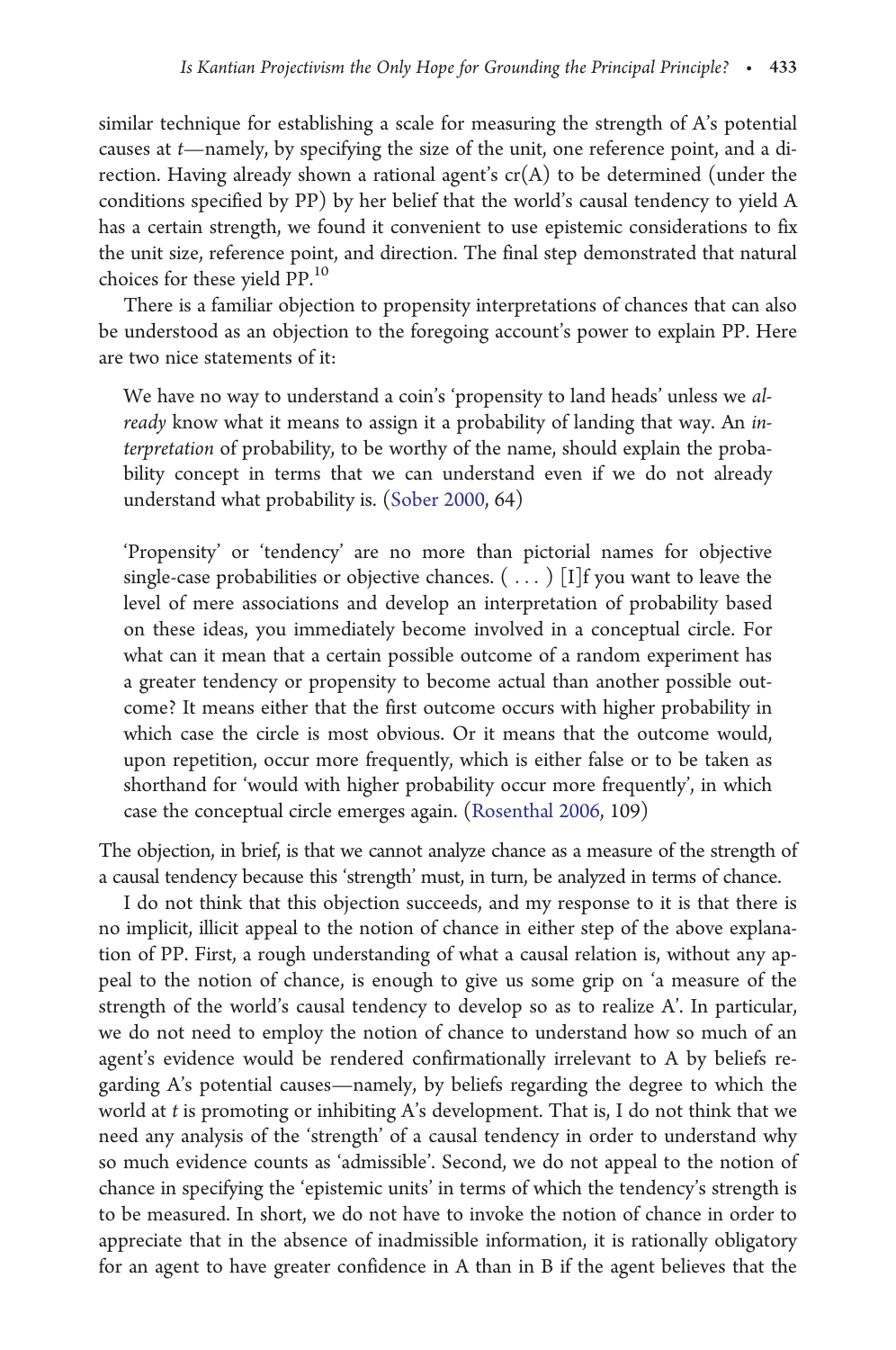similar technique for establishing a scale for measuring the strength of A's potential causes at *t*—namely, by specifying the size of the unit, one reference point, and a direction. Having already shown a rational agent's cr(A) to be determined (under the conditions specified by PP) by her belief that the world's causal tendency to yield A has a certain strength, we found it convenient to use epistemic considerations to fix the unit size, reference point, and direction. The final step demonstrated that natural choices for these yield PP.[10]

There is a familiar objection to propensity interpretations of chances that can also be understood as an objection to the foregoing account's power to explain PP. Here are two nice statements of it:

> We have no way to understand a coin's 'propensity to land heads' unless we *already* know what it means to assign it a probability of landing that way. An *interpretation* of probability, to be worthy of the name, should explain the probability concept in terms that we can understand even if we do not already understand what probability is. (Sober 2000, 64)

> 'Propensity' or 'tendency' are no more than pictorial names for objective single-case probabilities or objective chances. ( . . . ) [I]f you want to leave the level of mere associations and develop an interpretation of probability based on these ideas, you immediately become involved in a conceptual circle. For what can it mean that a certain possible outcome of a random experiment has a greater tendency or propensity to become actual than another possible outcome? It means either that the first outcome occurs with higher probability in which case the circle is most obvious. Or it means that the outcome would, upon repetition, occur more frequently, which is either false or to be taken as shorthand for 'would with higher probability occur more frequently', in which case the conceptual circle emerges again. (Rosenthal 2006, 109)

The objection, in brief, is that we cannot analyze chance as a measure of the strength of a causal tendency because this 'strength' must, in turn, be analyzed in terms of chance.

I do not think that this objection succeeds, and my response to it is that there is no implicit, illicit appeal to the notion of chance in either step of the above explanation of PP. First, a rough understanding of what a causal relation is, without any appeal to the notion of chance, is enough to give us some grip on 'a measure of the strength of the world's causal tendency to develop so as to realize A'. In particular, we do not need to employ the notion of chance to understand how so much of an agent's evidence would be rendered confirmationally irrelevant to A by beliefs regarding A's potential causes—namely, by beliefs regarding the degree to which the world at *t* is promoting or inhibiting A's development. That is, I do not think that we need any analysis of the 'strength' of a causal tendency in order to understand why so much evidence counts as 'admissible'. Second, we do not appeal to the notion of chance in specifying the 'epistemic units' in terms of which the tendency's strength is to be measured. In short, we do not have to invoke the notion of chance in order to appreciate that in the absence of inadmissible information, it is rationally obligatory for an agent to have greater confidence in A than in B if the agent believes that the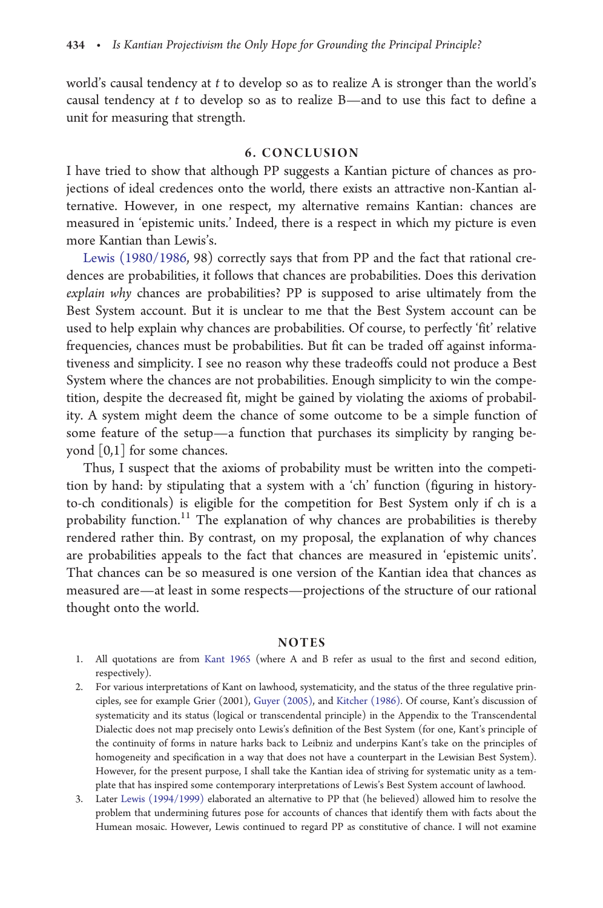world's causal tendency at *t* to develop so as to realize A is stronger than the world's causal tendency at *t* to develop so as to realize B—and to use this fact to define a unit for measuring that strength.

## 6. CONCLUSION

I have tried to show that although PP suggests a Kantian picture of chances as projections of ideal credences onto the world, there exists an attractive non-Kantian alternative. However, in one respect, my alternative remains Kantian: chances are measured in 'epistemic units.' Indeed, there is a respect in which my picture is even more Kantian than Lewis's.

Lewis (1980/1986, 98) correctly says that from PP and the fact that rational credences are probabilities, it follows that chances are probabilities. Does this derivation *explain why* chances are probabilities? PP is supposed to arise ultimately from the Best System account. But it is unclear to me that the Best System account can be used to help explain why chances are probabilities. Of course, to perfectly 'fit' relative frequencies, chances must be probabilities. But fit can be traded off against informativeness and simplicity. I see no reason why these tradeoffs could not produce a Best System where the chances are not probabilities. Enough simplicity to win the competition, despite the decreased fit, might be gained by violating the axioms of probability. A system might deem the chance of some outcome to be a simple function of some feature of the setup—a function that purchases its simplicity by ranging beyond [0,1] for some chances.

Thus, I suspect that the axioms of probability must be written into the competition by hand: by stipulating that a system with a 'ch' function (figuring in history-to-ch conditionals) is eligible for the competition for Best System only if ch is a probability function.[11] The explanation of why chances are probabilities is thereby rendered rather thin. By contrast, on my proposal, the explanation of why chances are probabilities appeals to the fact that chances are measured in 'epistemic units'. That chances can be so measured is one version of the Kantian idea that chances as measured are—at least in some respects—projections of the structure of our rational thought onto the world.

## NOTES

1. All quotations are from Kant 1965 (where A and B refer as usual to the first and second edition, respectively).
2. For various interpretations of Kant on lawhood, systematicity, and the status of the three regulative principles, see for example Grier (2001), Guyer (2005), and Kitcher (1986). Of course, Kant's discussion of systematicity and its status (logical or transcendental principle) in the Appendix to the Transcendental Dialectic does not map precisely onto Lewis's definition of the Best System (for one, Kant's principle of the continuity of forms in nature harks back to Leibniz and underpins Kant's take on the principles of homogeneity and specification in a way that does not have a counterpart in the Lewisian Best System). However, for the present purpose, I shall take the Kantian idea of striving for systematic unity as a template that has inspired some contemporary interpretations of Lewis's Best System account of lawhood.
3. Later Lewis (1994/1999) elaborated an alternative to PP that (he believed) allowed him to resolve the problem that undermining futures pose for accounts of chances that identify them with facts about the Humean mosaic. However, Lewis continued to regard PP as constitutive of chance. I will not examine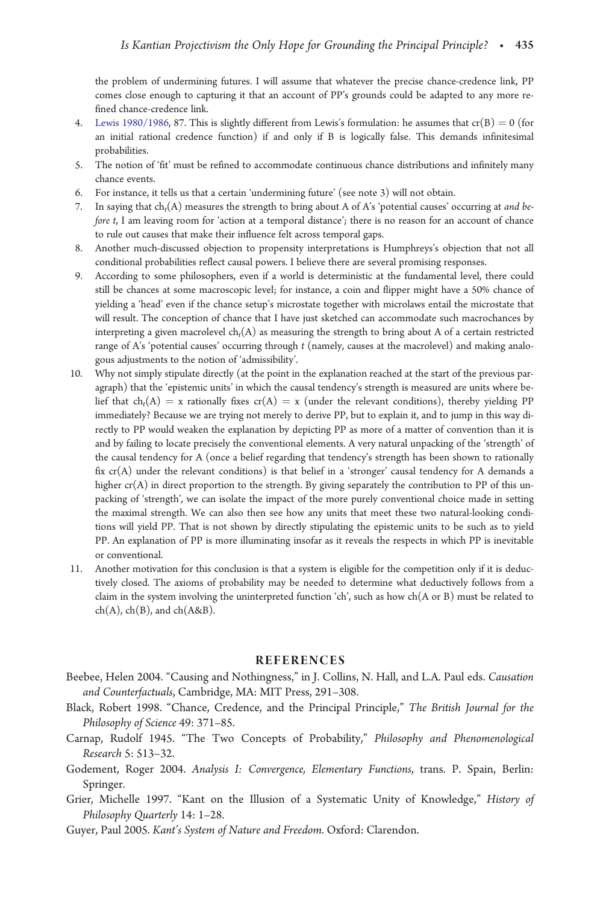the problem of undermining futures. I will assume that whatever the precise chance-credence link, PP comes close enough to capturing it that an account of PP's grounds could be adapted to any more refined chance-credence link.

4. Lewis 1980/1986, 87. This is slightly different from Lewis's formulation: he assumes that $cr(B) = 0$ (for an initial rational credence function) if and only if B is logically false. This demands infinitesimal probabilities.
5. The notion of 'fit' must be refined to accommodate continuous chance distributions and infinitely many chance events.
6. For instance, it tells us that a certain 'undermining future' (see note 3) will not obtain.
7. In saying that $ch_t(A)$ measures the strength to bring about A of A's 'potential causes' occurring at *and before t*, I am leaving room for 'action at a temporal distance'; there is no reason for an account of chance to rule out causes that make their influence felt across temporal gaps.
8. Another much-discussed objection to propensity interpretations is Humphreys's objection that not all conditional probabilities reflect causal powers. I believe there are several promising responses.
9. According to some philosophers, even if a world is deterministic at the fundamental level, there could still be chances at some macroscopic level; for instance, a coin and flipper might have a 50% chance of yielding a 'head' even if the chance setup's microstate together with microlaws entail the microstate that will result. The conception of chance that I have just sketched can accommodate such macrochances by interpreting a given macrolevel $ch_t(A)$ as measuring the strength to bring about A of a certain restricted range of A's 'potential causes' occurring through *t* (namely, causes at the macrolevel) and making analogous adjustments to the notion of 'admissibility'.
10. Why not simply stipulate directly (at the point in the explanation reached at the start of the previous paragraph) that the 'epistemic units' in which the causal tendency's strength is measured are units where belief that $ch_t(A) = x$ rationally fixes $cr(A) = x$ (under the relevant conditions), thereby yielding PP immediately? Because we are trying not merely to derive PP, but to explain it, and to jump in this way directly to PP would weaken the explanation by depicting PP as more of a matter of convention than it is and by failing to locate precisely the conventional elements. A very natural unpacking of the 'strength' of the causal tendency for A (once a belief regarding that tendency's strength has been shown to rationally fix $cr(A)$ under the relevant conditions) is that belief in a 'stronger' causal tendency for A demands a higher $cr(A)$ in direct proportion to the strength. By giving separately the contribution to PP of this unpacking of 'strength', we can isolate the impact of the more purely conventional choice made in setting the maximal strength. We can also then see how any units that meet these two natural-looking conditions will yield PP. That is not shown by directly stipulating the epistemic units to be such as to yield PP. An explanation of PP is more illuminating insofar as it reveals the respects in which PP is inevitable or conventional.
11. Another motivation for this conclusion is that a system is eligible for the competition only if it is deductively closed. The axioms of probability may be needed to determine what deductively follows from a claim in the system involving the uninterpreted function 'ch', such as how ch(A or B) must be related to ch(A), ch(B), and ch(A&B).

## REFERENCES

Beebee, Helen 2004. "Causing and Nothingness," in J. Collins, N. Hall, and L.A. Paul eds. *Causation and Counterfactuals*, Cambridge, MA: MIT Press, 291–308.

Black, Robert 1998. "Chance, Credence, and the Principal Principle," *The British Journal for the Philosophy of Science* 49: 371–85.

Carnap, Rudolf 1945. "The Two Concepts of Probability," *Philosophy and Phenomenological Research* 5: 513–32.

Godement, Roger 2004. *Analysis I: Convergence, Elementary Functions*, trans. P. Spain, Berlin: Springer.

Grier, Michelle 1997. "Kant on the Illusion of a Systematic Unity of Knowledge," *History of Philosophy Quarterly* 14: 1–28.

Guyer, Paul 2005. *Kant's System of Nature and Freedom.* Oxford: Clarendon.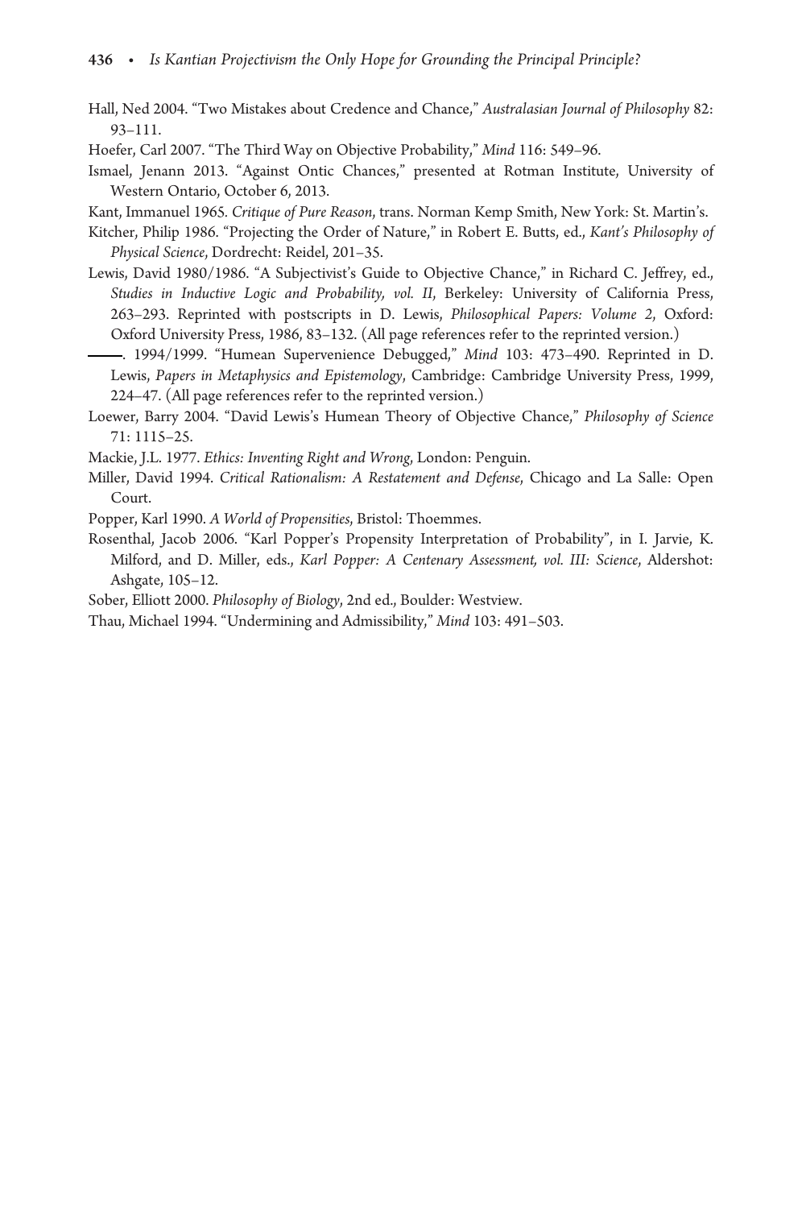Hall, Ned 2004. "Two Mistakes about Credence and Chance," *Australasian Journal of Philosophy* 82: 93–111.

Hoefer, Carl 2007. "The Third Way on Objective Probability," *Mind* 116: 549–96.

Ismael, Jenann 2013. "Against Ontic Chances," presented at Rotman Institute, University of Western Ontario, October 6, 2013.

Kant, Immanuel 1965. *Critique of Pure Reason*, trans. Norman Kemp Smith, New York: St. Martin's.

Kitcher, Philip 1986. "Projecting the Order of Nature," in Robert E. Butts, ed., *Kant's Philosophy of Physical Science*, Dordrecht: Reidel, 201–35.

Lewis, David 1980/1986. "A Subjectivist's Guide to Objective Chance," in Richard C. Jeffrey, ed., *Studies in Inductive Logic and Probability, vol. II*, Berkeley: University of California Press, 263–293. Reprinted with postscripts in D. Lewis, *Philosophical Papers: Volume 2*, Oxford: Oxford University Press, 1986, 83–132. (All page references refer to the reprinted version.)

———. 1994/1999. "Humean Supervenience Debugged," *Mind* 103: 473–490. Reprinted in D. Lewis, *Papers in Metaphysics and Epistemology*, Cambridge: Cambridge University Press, 1999, 224–47. (All page references refer to the reprinted version.)

Loewer, Barry 2004. "David Lewis's Humean Theory of Objective Chance," *Philosophy of Science* 71: 1115–25.

Mackie, J.L. 1977. *Ethics: Inventing Right and Wrong*, London: Penguin.

Miller, David 1994. *Critical Rationalism: A Restatement and Defense*, Chicago and La Salle: Open Court.

Popper, Karl 1990. *A World of Propensities*, Bristol: Thoemmes.

Rosenthal, Jacob 2006. "Karl Popper's Propensity Interpretation of Probability", in I. Jarvie, K. Milford, and D. Miller, eds., *Karl Popper: A Centenary Assessment, vol. III: Science*, Aldershot: Ashgate, 105–12.

Sober, Elliott 2000. *Philosophy of Biology*, 2nd ed., Boulder: Westview.

Thau, Michael 1994. "Undermining and Admissibility," *Mind* 103: 491–503.